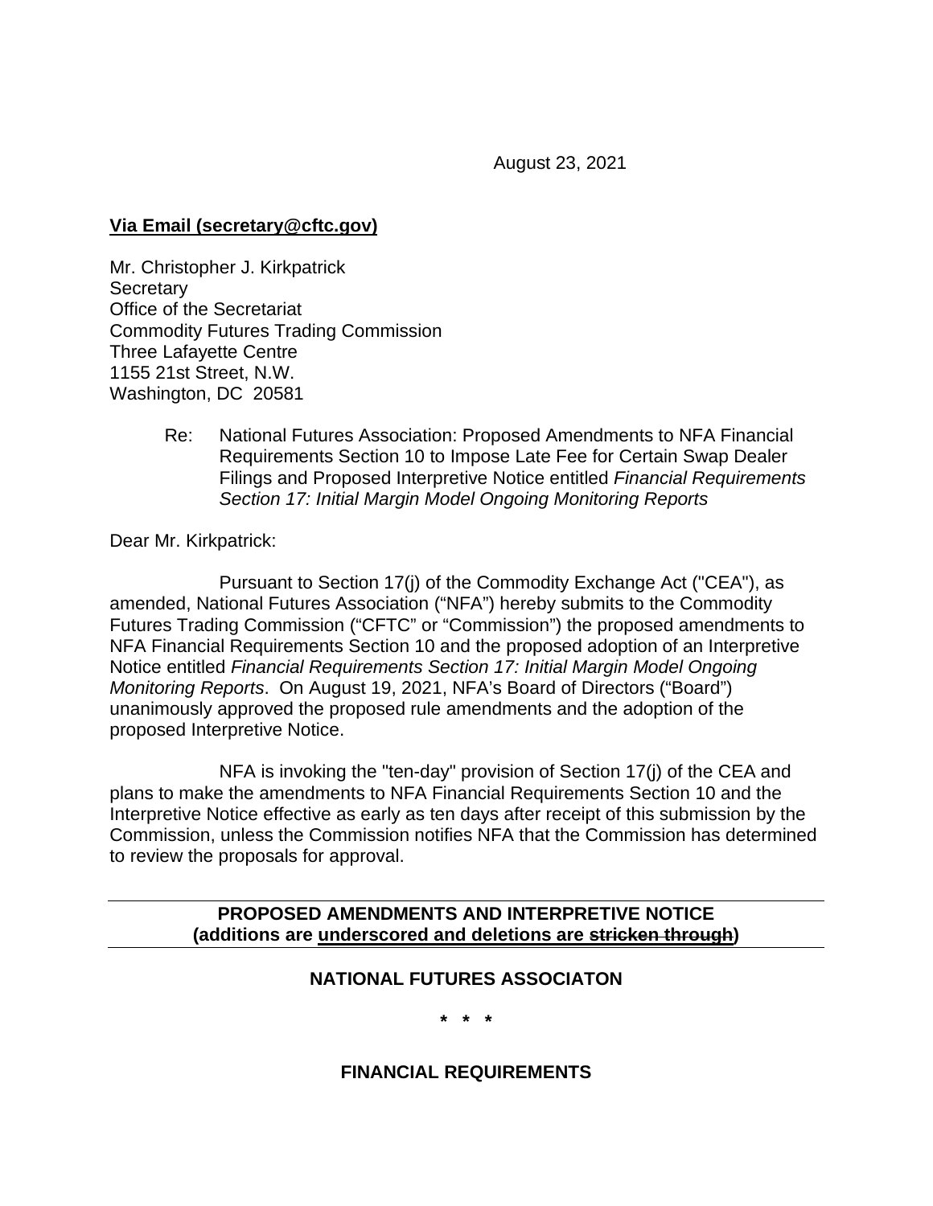August 23, 2021

**Via Email (secretary@cftc.gov)**

Mr. Christopher J. Kirkpatrick  
Secretary  
Office of the Secretariat  
Commodity Futures Trading Commission  
Three Lafayette Centre  
1155 21st Street, N.W.  
Washington, DC 20581

Re: National Futures Association: Proposed Amendments to NFA Financial Requirements Section 10 to Impose Late Fee for Certain Swap Dealer Filings and Proposed Interpretive Notice entitled *Financial Requirements Section 17: Initial Margin Model Ongoing Monitoring Reports*

Dear Mr. Kirkpatrick:

Pursuant to Section 17(j) of the Commodity Exchange Act ("CEA"), as amended, National Futures Association ("NFA") hereby submits to the Commodity Futures Trading Commission ("CFTC" or "Commission") the proposed amendments to NFA Financial Requirements Section 10 and the proposed adoption of an Interpretive Notice entitled *Financial Requirements Section 17: Initial Margin Model Ongoing Monitoring Reports*. On August 19, 2021, NFA's Board of Directors ("Board") unanimously approved the proposed rule amendments and the adoption of the proposed Interpretive Notice.

NFA is invoking the "ten-day" provision of Section 17(j) of the CEA and plans to make the amendments to NFA Financial Requirements Section 10 and the Interpretive Notice effective as early as ten days after receipt of this submission by the Commission, unless the Commission notifies NFA that the Commission has determined to review the proposals for approval.

---

**PROPOSED AMENDMENTS AND INTERPRETIVE NOTICE**
**(additions are <u>underscored and deletions are ~~stricken through~~</u>)**

---

**NATIONAL FUTURES ASSOCIATON**

**\* \* \***

**FINANCIAL REQUIREMENTS**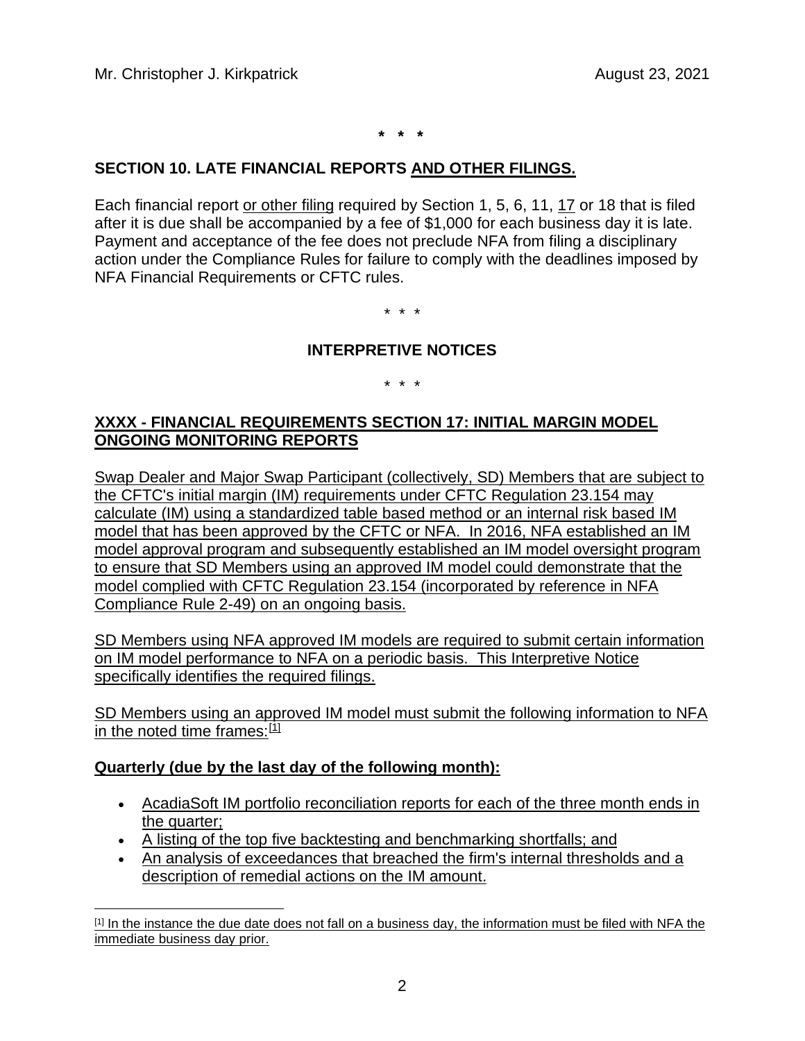\* \* \*

## SECTION 10. LATE FINANCIAL REPORTS AND OTHER FILINGS.

Each financial report or other filing required by Section 1, 5, 6, 11, 17 or 18 that is filed after it is due shall be accompanied by a fee of $1,000 for each business day it is late. Payment and acceptance of the fee does not preclude NFA from filing a disciplinary action under the Compliance Rules for failure to comply with the deadlines imposed by NFA Financial Requirements or CFTC rules.

\* \* \*

## INTERPRETIVE NOTICES

\* \* \*

### XXXX - FINANCIAL REQUIREMENTS SECTION 17: INITIAL MARGIN MODEL ONGOING MONITORING REPORTS

Swap Dealer and Major Swap Participant (collectively, SD) Members that are subject to the CFTC's initial margin (IM) requirements under CFTC Regulation 23.154 may calculate (IM) using a standardized table based method or an internal risk based IM model that has been approved by the CFTC or NFA. In 2016, NFA established an IM model approval program and subsequently established an IM model oversight program to ensure that SD Members using an approved IM model could demonstrate that the model complied with CFTC Regulation 23.154 (incorporated by reference in NFA Compliance Rule 2-49) on an ongoing basis.

SD Members using NFA approved IM models are required to submit certain information on IM model performance to NFA on a periodic basis. This Interpretive Notice specifically identifies the required filings.

SD Members using an approved IM model must submit the following information to NFA in the noted time frames:[1]

**Quarterly (due by the last day of the following month):**

- AcadiaSoft IM portfolio reconciliation reports for each of the three month ends in the quarter;
- A listing of the top five backtesting and benchmarking shortfalls; and
- An analysis of exceedances that breached the firm's internal thresholds and a description of remedial actions on the IM amount.

[1] In the instance the due date does not fall on a business day, the information must be filed with NFA the immediate business day prior.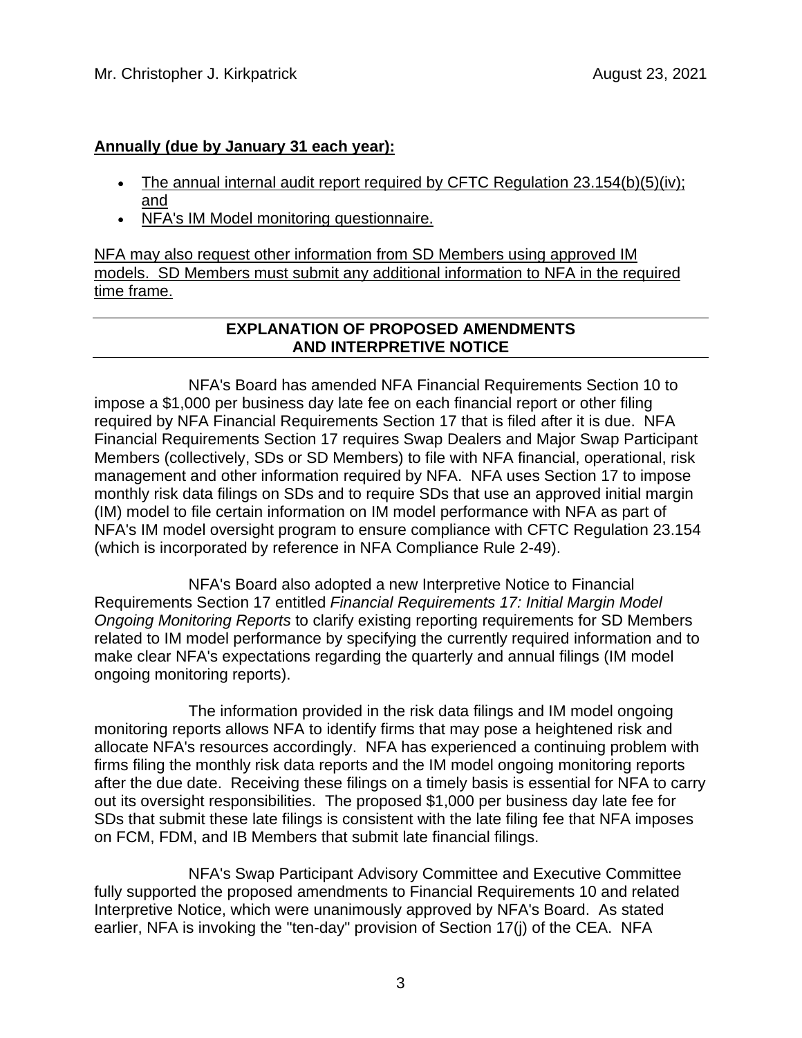**<u>Annually (due by January 31 each year):</u>**

- <u>The annual internal audit report required by CFTC Regulation 23.154(b)(5)(iv); and</u>
- <u>NFA's IM Model monitoring questionnaire.</u>

<u>NFA may also request other information from SD Members using approved IM models. SD Members must submit any additional information to NFA in the required time frame.</u>

---

**EXPLANATION OF PROPOSED AMENDMENTS AND INTERPRETIVE NOTICE**

---

NFA's Board has amended NFA Financial Requirements Section 10 to impose a $1,000 per business day late fee on each financial report or other filing required by NFA Financial Requirements Section 17 that is filed after it is due. NFA Financial Requirements Section 17 requires Swap Dealers and Major Swap Participant Members (collectively, SDs or SD Members) to file with NFA financial, operational, risk management and other information required by NFA. NFA uses Section 17 to impose monthly risk data filings on SDs and to require SDs that use an approved initial margin (IM) model to file certain information on IM model performance with NFA as part of NFA's IM model oversight program to ensure compliance with CFTC Regulation 23.154 (which is incorporated by reference in NFA Compliance Rule 2-49).

NFA's Board also adopted a new Interpretive Notice to Financial Requirements Section 17 entitled *Financial Requirements 17: Initial Margin Model Ongoing Monitoring Reports* to clarify existing reporting requirements for SD Members related to IM model performance by specifying the currently required information and to make clear NFA's expectations regarding the quarterly and annual filings (IM model ongoing monitoring reports).

The information provided in the risk data filings and IM model ongoing monitoring reports allows NFA to identify firms that may pose a heightened risk and allocate NFA's resources accordingly. NFA has experienced a continuing problem with firms filing the monthly risk data reports and the IM model ongoing monitoring reports after the due date. Receiving these filings on a timely basis is essential for NFA to carry out its oversight responsibilities. The proposed $1,000 per business day late fee for SDs that submit these late filings is consistent with the late filing fee that NFA imposes on FCM, FDM, and IB Members that submit late financial filings.

NFA's Swap Participant Advisory Committee and Executive Committee fully supported the proposed amendments to Financial Requirements 10 and related Interpretive Notice, which were unanimously approved by NFA's Board. As stated earlier, NFA is invoking the "ten-day" provision of Section 17(j) of the CEA. NFA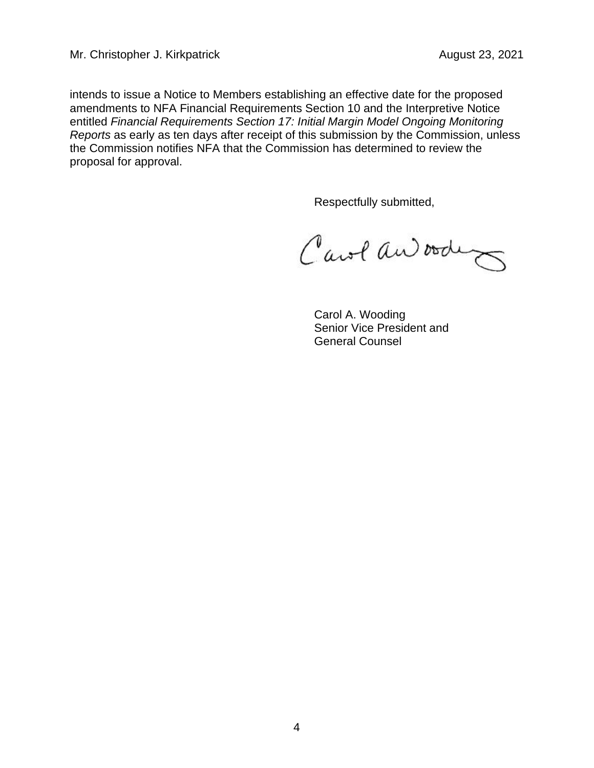intends to issue a Notice to Members establishing an effective date for the proposed amendments to NFA Financial Requirements Section 10 and the Interpretive Notice entitled *Financial Requirements Section 17: Initial Margin Model Ongoing Monitoring Reports* as early as ten days after receipt of this submission by the Commission, unless the Commission notifies NFA that the Commission has determined to review the proposal for approval.

Respectfully submitted,

Carol A. Wooding
Senior Vice President and
General Counsel